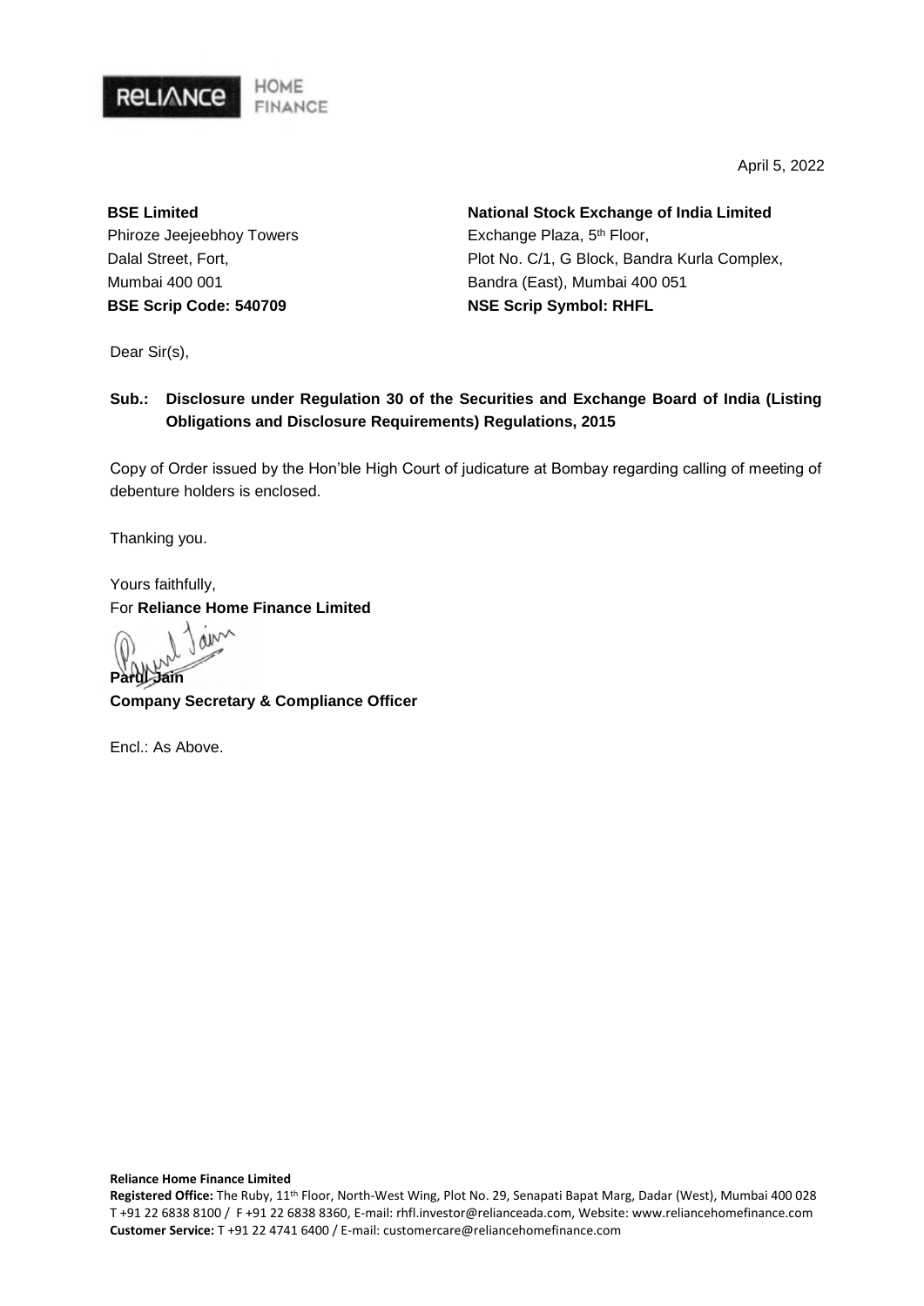RELIANCE HOME FINANCE

April 5, 2022

**BSE Limited**
Phiroze Jeejeebhoy Towers
Dalal Street, Fort,
Mumbai 400 001
**BSE Scrip Code: 540709**

**National Stock Exchange of India Limited**
Exchange Plaza, 5th Floor,
Plot No. C/1, G Block, Bandra Kurla Complex,
Bandra (East), Mumbai 400 051
**NSE Scrip Symbol: RHFL**

Dear Sir(s),

**Sub.: Disclosure under Regulation 30 of the Securities and Exchange Board of India (Listing Obligations and Disclosure Requirements) Regulations, 2015**

Copy of Order issued by the Hon'ble High Court of judicature at Bombay regarding calling of meeting of debenture holders is enclosed.

Thanking you.

Yours faithfully,
For **Reliance Home Finance Limited**

**Parul Jain**
**Company Secretary & Compliance Officer**

Encl.: As Above.

**Reliance Home Finance Limited**
**Registered Office:** The Ruby, 11th Floor, North-West Wing, Plot No. 29, Senapati Bapat Marg, Dadar (West), Mumbai 400 028
T +91 22 6838 8100 / F +91 22 6838 8360, E-mail: rhfl.investor@relianceada.com, Website: www.reliancehomefinance.com
**Customer Service:** T +91 22 4741 6400 / E-mail: customercare@reliancehomefinance.com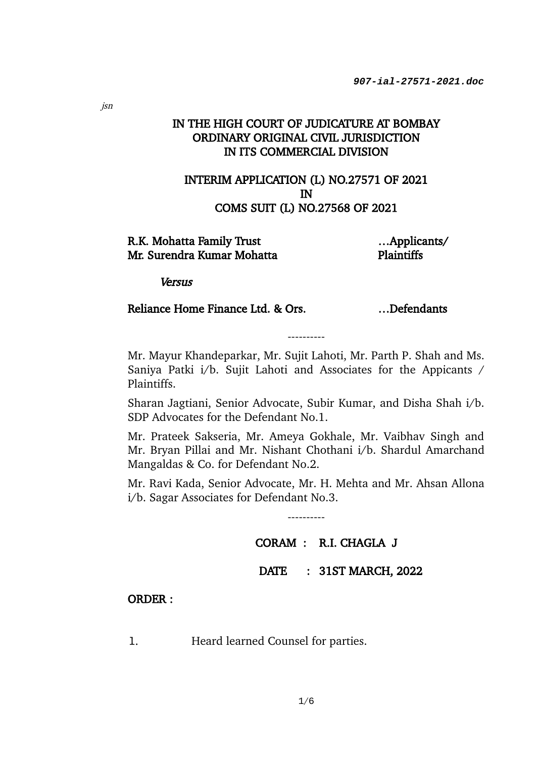jsn

IN THE HIGH COURT OF JUDICATURE AT BOMBAY
ORDINARY ORIGINAL CIVIL JURISDICTION
IN ITS COMMERCIAL DIVISION

INTERIM APPLICATION (L) NO.27571 OF 2021
IN
COMS SUIT (L) NO.27568 OF 2021

| | |
|---|---|
| R.K. Mohatta Family Trust<br>Mr. Surendra Kumar Mohatta | …Applicants/<br>Plaintiffs |
| *Versus* | |
| Reliance Home Finance Ltd. & Ors. | …Defendants |

----------

Mr. Mayur Khandeparkar, Mr. Sujit Lahoti, Mr. Parth P. Shah and Ms. Saniya Patki i/b. Sujit Lahoti and Associates for the Appicants / Plaintiffs.

Sharan Jagtiani, Senior Advocate, Subir Kumar, and Disha Shah i/b. SDP Advocates for the Defendant No.1.

Mr. Prateek Sakseria, Mr. Ameya Gokhale, Mr. Vaibhav Singh and Mr. Bryan Pillai and Mr. Nishant Chothani i/b. Shardul Amarchand Mangaldas & Co. for Defendant No.2.

Mr. Ravi Kada, Senior Advocate, Mr. H. Mehta and Mr. Ahsan Allona i/b. Sagar Associates for Defendant No.3.

----------

CORAM : R.I. CHAGLA J

DATE : 31ST MARCH, 2022

ORDER :

1. Heard learned Counsel for parties.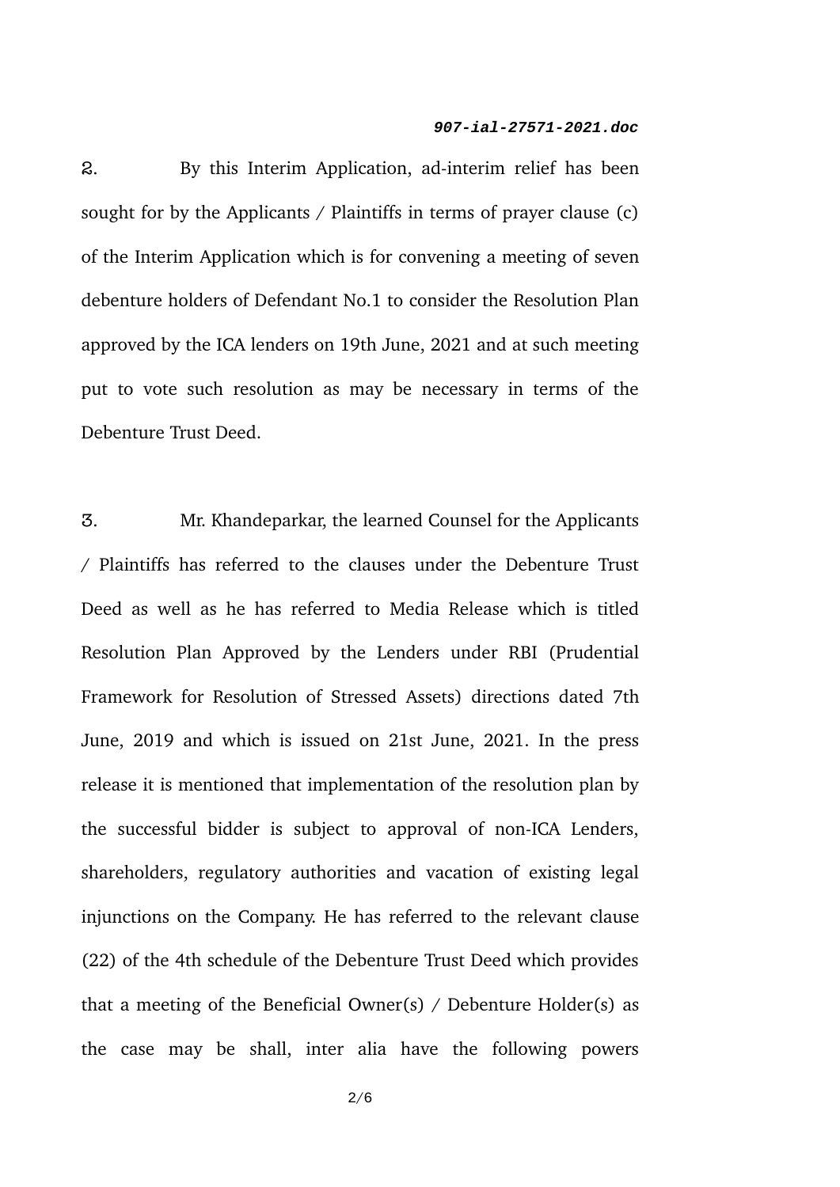2. By this Interim Application, ad-interim relief has been sought for by the Applicants / Plaintiffs in terms of prayer clause (c) of the Interim Application which is for convening a meeting of seven debenture holders of Defendant No.1 to consider the Resolution Plan approved by the ICA lenders on 19th June, 2021 and at such meeting put to vote such resolution as may be necessary in terms of the Debenture Trust Deed.

3. Mr. Khandeparkar, the learned Counsel for the Applicants / Plaintiffs has referred to the clauses under the Debenture Trust Deed as well as he has referred to Media Release which is titled Resolution Plan Approved by the Lenders under RBI (Prudential Framework for Resolution of Stressed Assets) directions dated 7th June, 2019 and which is issued on 21st June, 2021. In the press release it is mentioned that implementation of the resolution plan by the successful bidder is subject to approval of non-ICA Lenders, shareholders, regulatory authorities and vacation of existing legal injunctions on the Company. He has referred to the relevant clause (22) of the 4th schedule of the Debenture Trust Deed which provides that a meeting of the Beneficial Owner(s) / Debenture Holder(s) as the case may be shall, inter alia have the following powers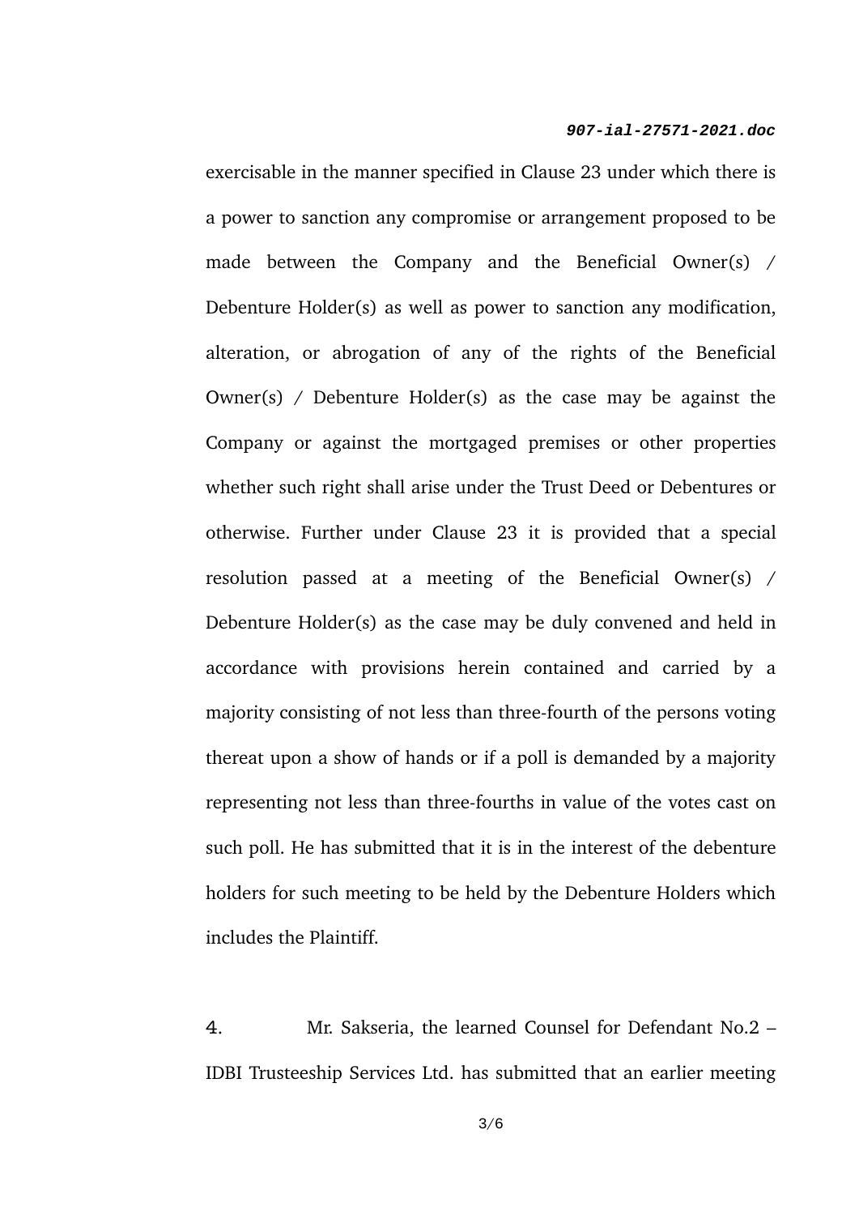exercisable in the manner specified in Clause 23 under which there is a power to sanction any compromise or arrangement proposed to be made between the Company and the Beneficial Owner(s) / Debenture Holder(s) as well as power to sanction any modification, alteration, or abrogation of any of the rights of the Beneficial Owner(s) / Debenture Holder(s) as the case may be against the Company or against the mortgaged premises or other properties whether such right shall arise under the Trust Deed or Debentures or otherwise. Further under Clause 23 it is provided that a special resolution passed at a meeting of the Beneficial Owner(s) / Debenture Holder(s) as the case may be duly convened and held in accordance with provisions herein contained and carried by a majority consisting of not less than three-fourth of the persons voting thereat upon a show of hands or if a poll is demanded by a majority representing not less than three-fourths in value of the votes cast on such poll. He has submitted that it is in the interest of the debenture holders for such meeting to be held by the Debenture Holders which includes the Plaintiff.

4. Mr. Sakseria, the learned Counsel for Defendant No.2 – IDBI Trusteeship Services Ltd. has submitted that an earlier meeting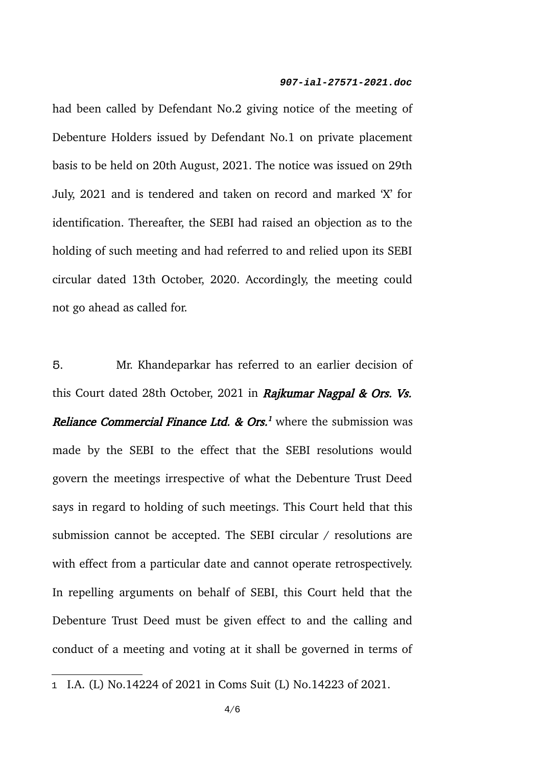had been called by Defendant No.2 giving notice of the meeting of Debenture Holders issued by Defendant No.1 on private placement basis to be held on 20th August, 2021. The notice was issued on 29th July, 2021 and is tendered and taken on record and marked 'X' for identification. Thereafter, the SEBI had raised an objection as to the holding of such meeting and had referred to and relied upon its SEBI circular dated 13th October, 2020. Accordingly, the meeting could not go ahead as called for.

5. Mr. Khandeparkar has referred to an earlier decision of this Court dated 28th October, 2021 in ***Rajkumar Nagpal & Ors. Vs. Reliance Commercial Finance Ltd. & Ors.***[1] where the submission was made by the SEBI to the effect that the SEBI resolutions would govern the meetings irrespective of what the Debenture Trust Deed says in regard to holding of such meetings. This Court held that this submission cannot be accepted. The SEBI circular / resolutions are with effect from a particular date and cannot operate retrospectively. In repelling arguments on behalf of SEBI, this Court held that the Debenture Trust Deed must be given effect to and the calling and conduct of a meeting and voting at it shall be governed in terms of

---

1 I.A. (L) No.14224 of 2021 in Coms Suit (L) No.14223 of 2021.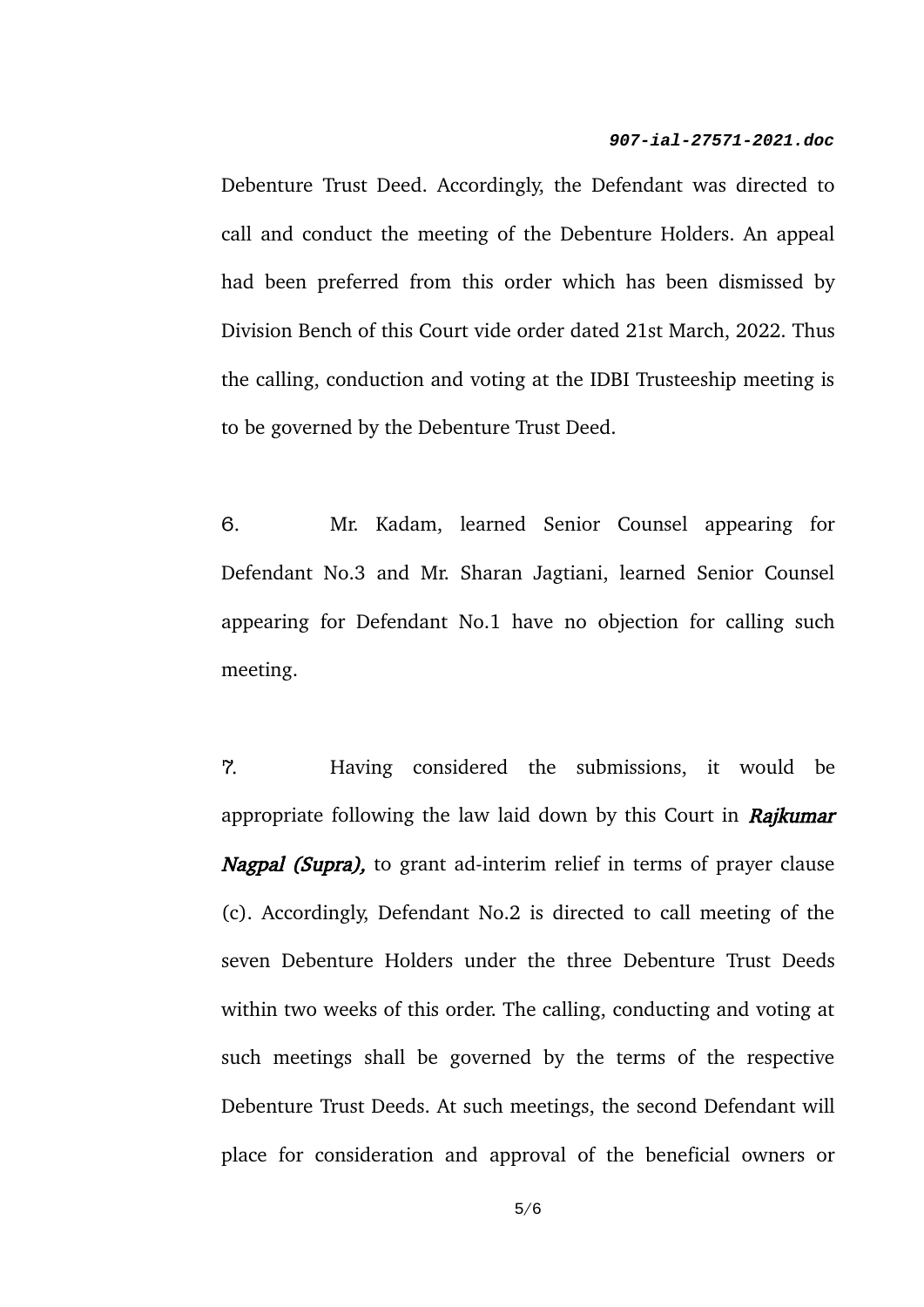Debenture Trust Deed. Accordingly, the Defendant was directed to call and conduct the meeting of the Debenture Holders. An appeal had been preferred from this order which has been dismissed by Division Bench of this Court vide order dated 21st March, 2022. Thus the calling, conduction and voting at the IDBI Trusteeship meeting is to be governed by the Debenture Trust Deed.

6. Mr. Kadam, learned Senior Counsel appearing for Defendant No.3 and Mr. Sharan Jagtiani, learned Senior Counsel appearing for Defendant No.1 have no objection for calling such meeting.

7. Having considered the submissions, it would be appropriate following the law laid down by this Court in ***Rajkumar Nagpal (Supra),*** to grant ad-interim relief in terms of prayer clause (c). Accordingly, Defendant No.2 is directed to call meeting of the seven Debenture Holders under the three Debenture Trust Deeds within two weeks of this order. The calling, conducting and voting at such meetings shall be governed by the terms of the respective Debenture Trust Deeds. At such meetings, the second Defendant will place for consideration and approval of the beneficial owners or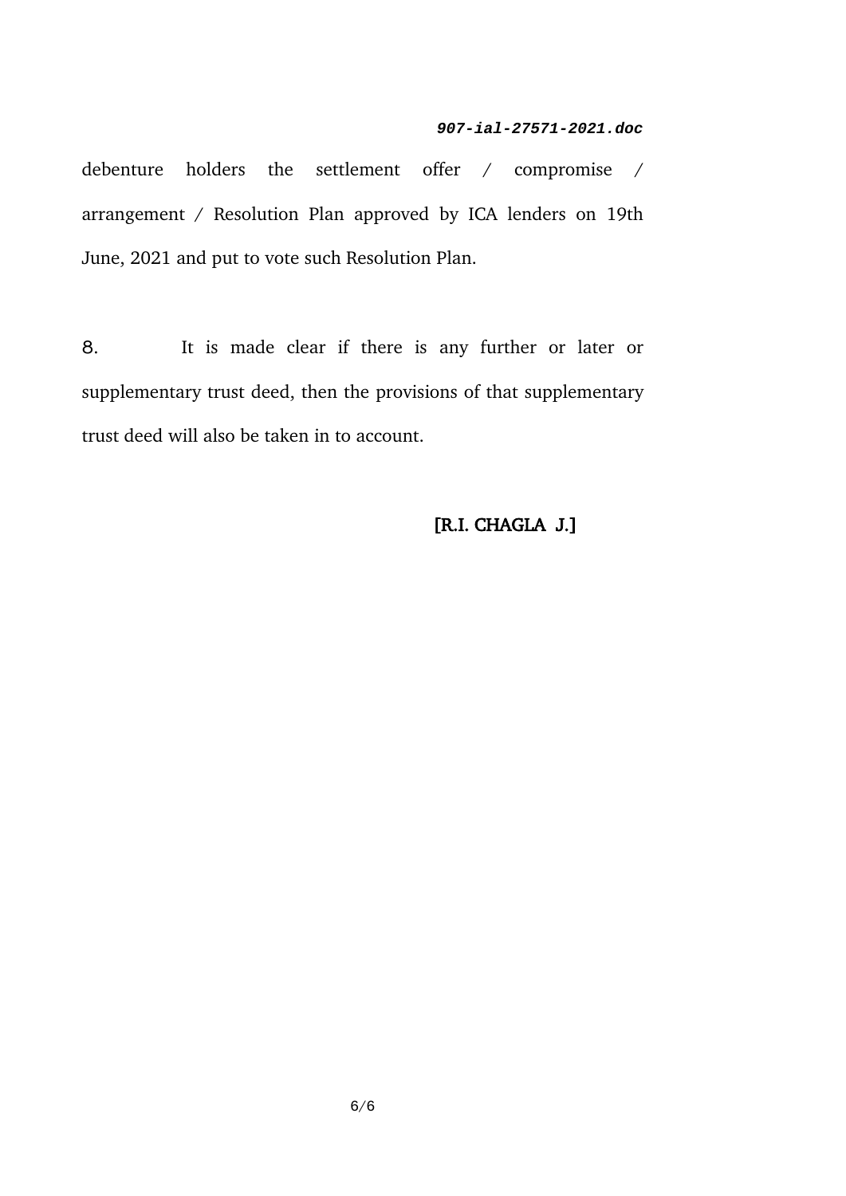debenture holders the settlement offer / compromise / arrangement / Resolution Plan approved by ICA lenders on 19th June, 2021 and put to vote such Resolution Plan.

8. It is made clear if there is any further or later or supplementary trust deed, then the provisions of that supplementary trust deed will also be taken in to account.

[R.I. CHAGLA J.]